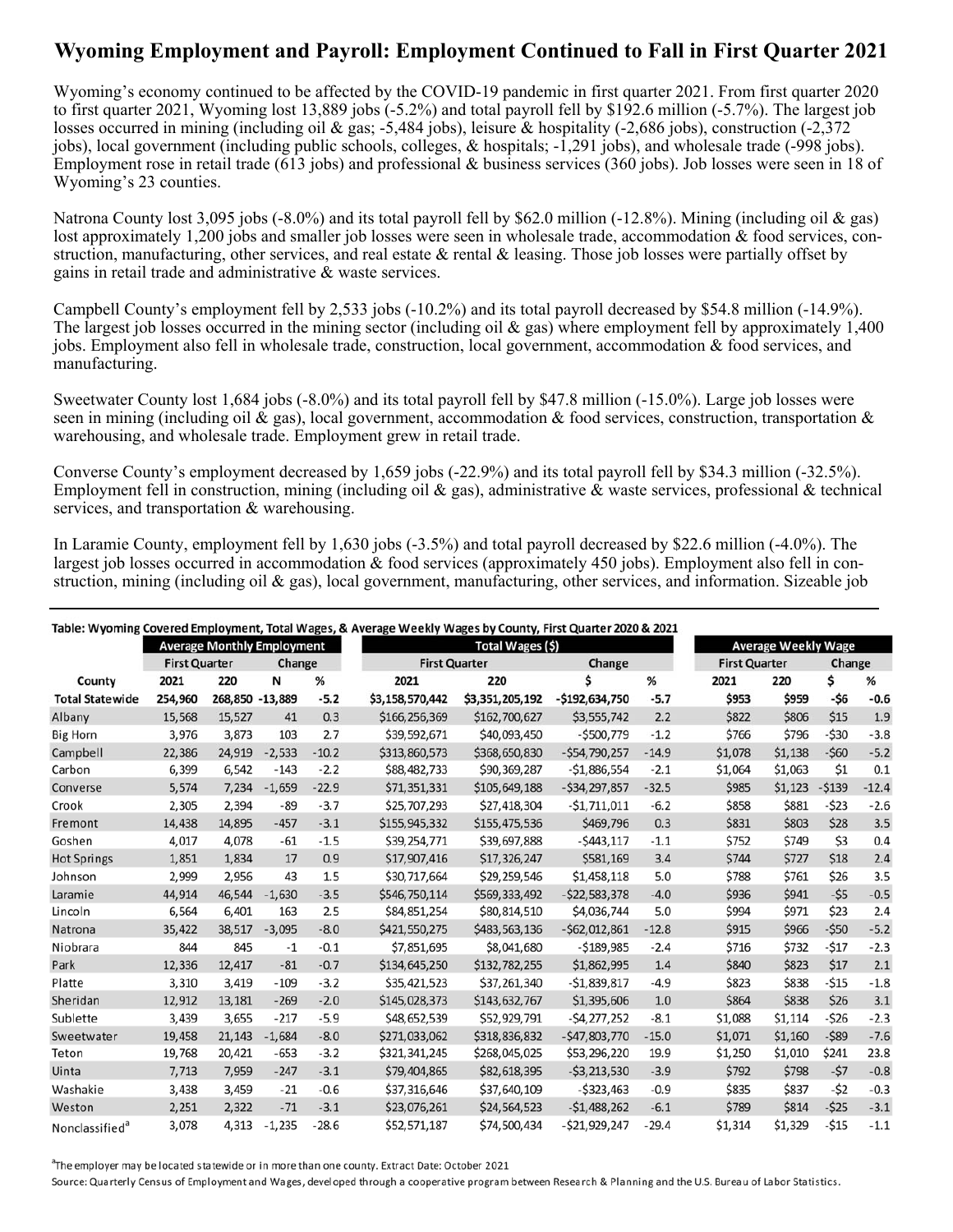# Wyoming Employment and Payroll: Employment Continued to Fall in First Quarter 2021

Wyoming's economy continued to be affected by the COVID-19 pandemic in first quarter 2021. From first quarter 2020 to first quarter 2021, Wyoming lost 13,889 jobs (-5.2%) and total payroll fell by $192.6 million (-5.7%). The largest job losses occurred in mining (including oil & gas; -5,484 jobs), leisure & hospitality (-2,686 jobs), construction (-2,372 jobs), local government (including public schools, colleges, & hospitals; -1,291 jobs), and wholesale trade (-998 jobs). Employment rose in retail trade (613 jobs) and professional & business services (360 jobs). Job losses were seen in 18 of Wyoming's 23 counties.

Natrona County lost 3,095 jobs (-8.0%) and its total payroll fell by $62.0 million (-12.8%). Mining (including oil & gas) lost approximately 1,200 jobs and smaller job losses were seen in wholesale trade, accommodation & food services, construction, manufacturing, other services, and real estate & rental & leasing. Those job losses were partially offset by gains in retail trade and administrative & waste services.

Campbell County's employment fell by 2,533 jobs (-10.2%) and its total payroll decreased by $54.8 million (-14.9%). The largest job losses occurred in the mining sector (including oil & gas) where employment fell by approximately 1,400 jobs. Employment also fell in wholesale trade, construction, local government, accommodation & food services, and manufacturing.

Sweetwater County lost 1,684 jobs (-8.0%) and its total payroll fell by $47.8 million (-15.0%). Large job losses were seen in mining (including oil & gas), local government, accommodation & food services, construction, transportation & warehousing, and wholesale trade. Employment grew in retail trade.

Converse County's employment decreased by 1,659 jobs (-22.9%) and its total payroll fell by $34.3 million (-32.5%). Employment fell in construction, mining (including oil & gas), administrative & waste services, professional & technical services, and transportation & warehousing.

In Laramie County, employment fell by 1,630 jobs (-3.5%) and total payroll decreased by $22.6 million (-4.0%). The largest job losses occurred in accommodation & food services (approximately 450 jobs). Employment also fell in construction, mining (including oil & gas), local government, manufacturing, other services, and information. Sizeable job

**Table: Wyoming Covered Employment, Total Wages, & Average Weekly Wages by County, First Quarter 2020 & 2021**

| | Average Monthly Employment | | | | Total Wages ($) | | | | Average Weekly Wage | | | |
|---|---|---|---|---|---|---|---|---|---|---|---|---|
| | First Quarter | | Change | | First Quarter | | Change | | First Quarter | | Change | |
| County | 2021 | 220 | N | % | 2021 | 220 | $ | % | 2021 | 220 | $ | % |
| **Total Statewide** | **254,960** | **268,850** | **-13,889** | **-5.2** | **$3,158,570,442** | **$3,351,205,192** | **-$192,634,750** | **-5.7** | **$953** | **$959** | **-$6** | **-0.6** |
| Albany | 15,568 | 15,527 | 41 | 0.3 | $166,256,369 | $162,700,627 | $3,555,742 | 2.2 | $822 | $806 | $15 | 1.9 |
| Big Horn | 3,976 | 3,873 | 103 | 2.7 | $39,592,671 | $40,093,450 | -$500,779 | -1.2 | $766 | $796 | -$30 | -3.8 |
| Campbell | 22,386 | 24,919 | -2,533 | -10.2 | $313,860,573 | $368,650,830 | -$54,790,257 | -14.9 | $1,078 | $1,138 | -$60 | -5.2 |
| Carbon | 6,399 | 6,542 | -143 | -2.2 | $88,482,733 | $90,369,287 | -$1,886,554 | -2.1 | $1,064 | $1,063 | $1 | 0.1 |
| Converse | 5,574 | 7,234 | -1,659 | -22.9 | $71,351,331 | $105,649,188 | -$34,297,857 | -32.5 | $985 | $1,123 | -$139 | -12.4 |
| Crook | 2,305 | 2,394 | -89 | -3.7 | $25,707,293 | $27,418,304 | -$1,711,011 | -6.2 | $858 | $881 | -$23 | -2.6 |
| Fremont | 14,438 | 14,895 | -457 | -3.1 | $155,945,332 | $155,475,536 | $469,796 | 0.3 | $831 | $803 | $28 | 3.5 |
| Goshen | 4,017 | 4,078 | -61 | -1.5 | $39,254,771 | $39,697,888 | -$443,117 | -1.1 | $752 | $749 | $3 | 0.4 |
| Hot Springs | 1,851 | 1,834 | 17 | 0.9 | $17,907,416 | $17,326,247 | $581,169 | 3.4 | $744 | $727 | $18 | 2.4 |
| Johnson | 2,999 | 2,956 | 43 | 1.5 | $30,717,664 | $29,259,546 | $1,458,118 | 5.0 | $788 | $761 | $26 | 3.5 |
| Laramie | 44,914 | 46,544 | -1,630 | -3.5 | $546,750,114 | $569,333,492 | -$22,583,378 | -4.0 | $936 | $941 | -$5 | -0.5 |
| Lincoln | 6,564 | 6,401 | 163 | 2.5 | $84,851,254 | $80,814,510 | $4,036,744 | 5.0 | $994 | $971 | $23 | 2.4 |
| Natrona | 35,422 | 38,517 | -3,095 | -8.0 | $421,550,275 | $483,563,136 | -$62,012,861 | -12.8 | $915 | $966 | -$50 | -5.2 |
| Niobrara | 844 | 845 | -1 | -0.1 | $7,851,695 | $8,041,680 | -$189,985 | -2.4 | $716 | $732 | -$17 | -2.3 |
| Park | 12,336 | 12,417 | -81 | -0.7 | $134,645,250 | $132,782,255 | $1,862,995 | 1.4 | $840 | $823 | $17 | 2.1 |
| Platte | 3,310 | 3,419 | -109 | -3.2 | $35,421,523 | $37,261,340 | -$1,839,817 | -4.9 | $823 | $838 | -$15 | -1.8 |
| Sheridan | 12,912 | 13,181 | -269 | -2.0 | $145,028,373 | $143,632,767 | $1,395,606 | 1.0 | $864 | $838 | $26 | 3.1 |
| Sublette | 3,439 | 3,655 | -217 | -5.9 | $48,652,539 | $52,929,791 | -$4,277,252 | -8.1 | $1,088 | $1,114 | -$26 | -2.3 |
| Sweetwater | 19,458 | 21,143 | -1,684 | -8.0 | $271,033,062 | $318,836,832 | -$47,803,770 | -15.0 | $1,071 | $1,160 | -$89 | -7.6 |
| Teton | 19,768 | 20,421 | -653 | -3.2 | $321,341,245 | $268,045,025 | $53,296,220 | 19.9 | $1,250 | $1,010 | $241 | 23.8 |
| Uinta | 7,713 | 7,959 | -247 | -3.1 | $79,404,865 | $82,618,395 | -$3,213,530 | -3.9 | $792 | $798 | -$7 | -0.8 |
| Washakie | 3,438 | 3,459 | -21 | -0.6 | $37,316,646 | $37,640,109 | -$323,463 | -0.9 | $835 | $837 | -$2 | -0.3 |
| Weston | 2,251 | 2,322 | -71 | -3.1 | $23,076,261 | $24,564,523 | -$1,488,262 | -6.1 | $789 | $814 | -$25 | -3.1 |
| Nonclassified[a] | 3,078 | 4,313 | -1,235 | -28.6 | $52,571,187 | $74,500,434 | -$21,929,247 | -29.4 | $1,314 | $1,329 | -$15 | -1.1 |

[a]The employer may be located statewide or in more than one county. Extract Date: October 2021

Source: Quarterly Census of Employment and Wages, developed through a cooperative program between Research & Planning and the U.S. Bureau of Labor Statistics.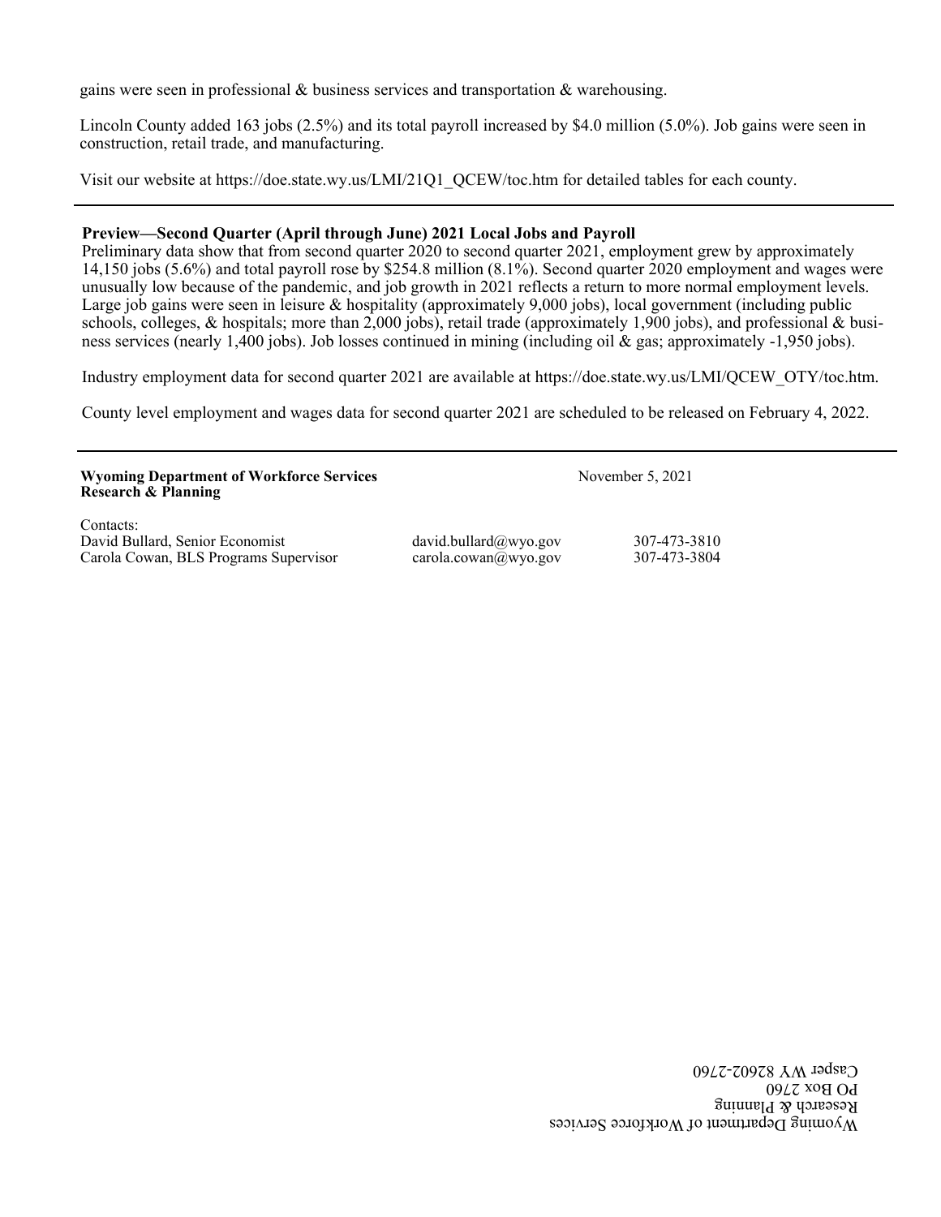gains were seen in professional & business services and transportation & warehousing.

Lincoln County added 163 jobs (2.5%) and its total payroll increased by $4.0 million (5.0%). Job gains were seen in construction, retail trade, and manufacturing.

Visit our website at https://doe.state.wy.us/LMI/21Q1_QCEW/toc.htm for detailed tables for each county.

---

**Preview—Second Quarter (April through June) 2021 Local Jobs and Payroll**

Preliminary data show that from second quarter 2020 to second quarter 2021, employment grew by approximately 14,150 jobs (5.6%) and total payroll rose by $254.8 million (8.1%). Second quarter 2020 employment and wages were unusually low because of the pandemic, and job growth in 2021 reflects a return to more normal employment levels. Large job gains were seen in leisure & hospitality (approximately 9,000 jobs), local government (including public schools, colleges, & hospitals; more than 2,000 jobs), retail trade (approximately 1,900 jobs), and professional & business services (nearly 1,400 jobs). Job losses continued in mining (including oil & gas; approximately -1,950 jobs).

Industry employment data for second quarter 2021 are available at https://doe.state.wy.us/LMI/QCEW_OTY/toc.htm.

County level employment and wages data for second quarter 2021 are scheduled to be released on February 4, 2022.

---

**Wyoming Department of Workforce Services**
**Research & Planning**

November 5, 2021

Contacts:

| | | |
|---|---|---|
| David Bullard, Senior Economist | david.bullard@wyo.gov | 307-473-3810 |
| Carola Cowan, BLS Programs Supervisor | carola.cowan@wyo.gov | 307-473-3804 |

Wyoming Department of Workforce Services
Research & Planning
PO Box 2760
Casper WY 82602-2760